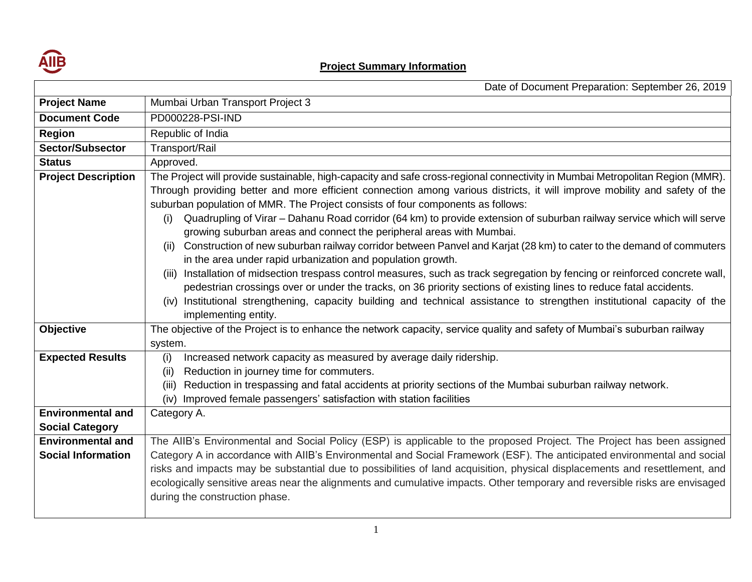## Project Summary Information

| Date of Document Preparation: September 26, 2019 | |
|---|---|
| **Project Name** | Mumbai Urban Transport Project 3 |
| **Document Code** | PD000228-PSI-IND |
| **Region** | Republic of India |
| **Sector/Subsector** | Transport/Rail |
| **Status** | Approved. |
| **Project Description** | The Project will provide sustainable, high-capacity and safe cross-regional connectivity in Mumbai Metropolitan Region (MMR). Through providing better and more efficient connection among various districts, it will improve mobility and safety of the suburban population of MMR. The Project consists of four components as follows:<br>(i) Quadrupling of Virar – Dahanu Road corridor (64 km) to provide extension of suburban railway service which will serve growing suburban areas and connect the peripheral areas with Mumbai.<br>(ii) Construction of new suburban railway corridor between Panvel and Karjat (28 km) to cater to the demand of commuters in the area under rapid urbanization and population growth.<br>(iii) Installation of midsection trespass control measures, such as track segregation by fencing or reinforced concrete wall, pedestrian crossings over or under the tracks, on 36 priority sections of existing lines to reduce fatal accidents.<br>(iv) Institutional strengthening, capacity building and technical assistance to strengthen institutional capacity of the implementing entity. |
| **Objective** | The objective of the Project is to enhance the network capacity, service quality and safety of Mumbai's suburban railway system. |
| **Expected Results** | (i) Increased network capacity as measured by average daily ridership.<br>(ii) Reduction in journey time for commuters.<br>(iii) Reduction in trespassing and fatal accidents at priority sections of the Mumbai suburban railway network.<br>(iv) Improved female passengers' satisfaction with station facilities |
| **Environmental and Social Category** | Category A. |
| **Environmental and Social Information** | The AIIB's Environmental and Social Policy (ESP) is applicable to the proposed Project. The Project has been assigned Category A in accordance with AIIB's Environmental and Social Framework (ESF). The anticipated environmental and social risks and impacts may be substantial due to possibilities of land acquisition, physical displacements and resettlement, and ecologically sensitive areas near the alignments and cumulative impacts. Other temporary and reversible risks are envisaged during the construction phase. |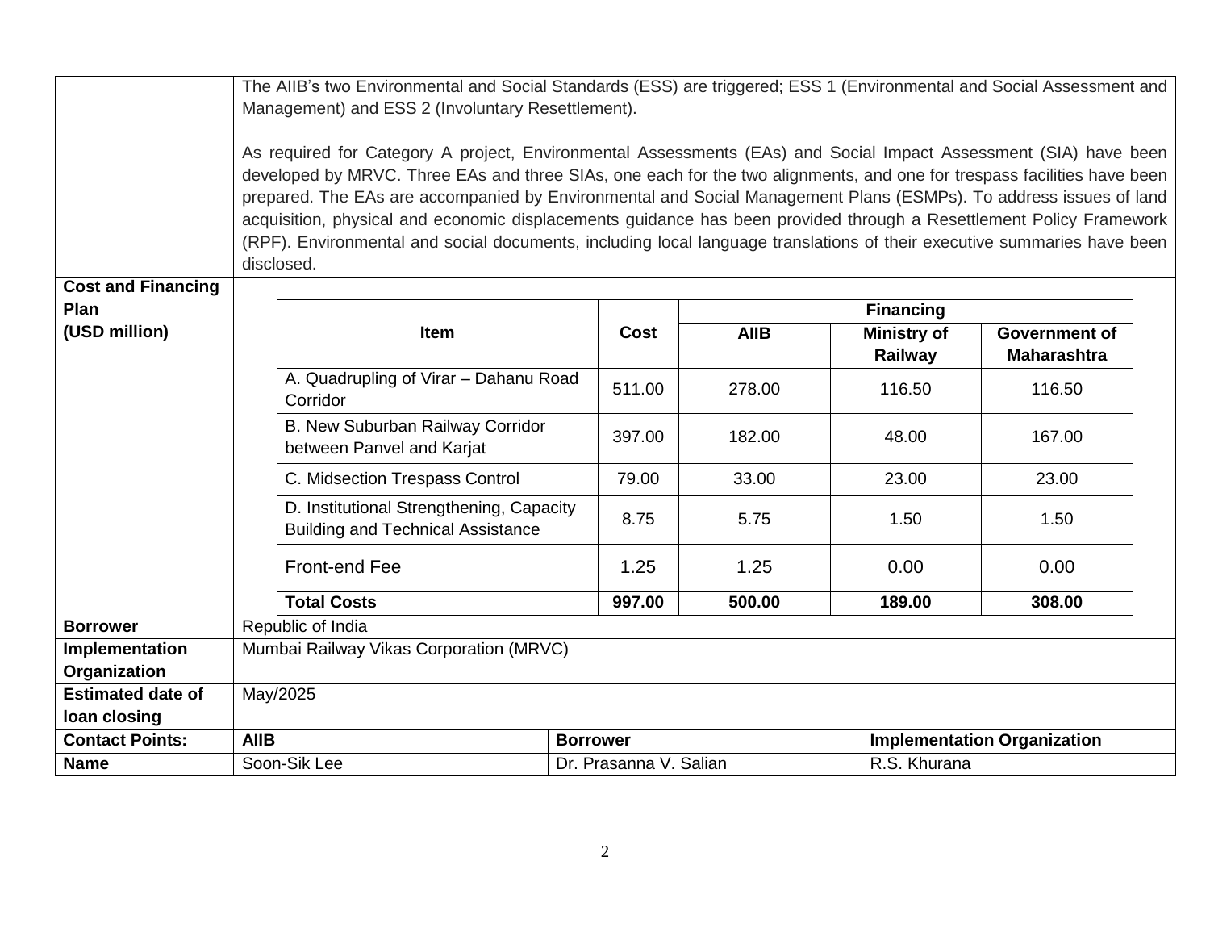| | |
|---|---|
| | The AIIB's two Environmental and Social Standards (ESS) are triggered; ESS 1 (Environmental and Social Assessment and Management) and ESS 2 (Involuntary Resettlement).<br><br>As required for Category A project, Environmental Assessments (EAs) and Social Impact Assessment (SIA) have been developed by MRVC. Three EAs and three SIAs, one each for the two alignments, and one for trespass facilities have been prepared. The EAs are accompanied by Environmental and Social Management Plans (ESMPs). To address issues of land acquisition, physical and economic displacements guidance has been provided through a Resettlement Policy Framework (RPF). Environmental and social documents, including local language translations of their executive summaries have been disclosed. |
| **Cost and Financing Plan (USD million)** | (see table below) |

| Item | Cost | Financing | | |
|---|---|---|---|---|
| | | **AIIB** | **Ministry of Railway** | **Government of Maharashtra** |
| A. Quadrupling of Virar – Dahanu Road Corridor | 511.00 | 278.00 | 116.50 | 116.50 |
| B. New Suburban Railway Corridor between Panvel and Karjat | 397.00 | 182.00 | 48.00 | 167.00 |
| C. Midsection Trespass Control | 79.00 | 33.00 | 23.00 | 23.00 |
| D. Institutional Strengthening, Capacity Building and Technical Assistance | 8.75 | 5.75 | 1.50 | 1.50 |
| Front-end Fee | 1.25 | 1.25 | 0.00 | 0.00 |
| **Total Costs** | **997.00** | **500.00** | **189.00** | **308.00** |

| | | | |
|---|---|---|---|
| **Borrower** | Republic of India | | |
| **Implementation Organization** | Mumbai Railway Vikas Corporation (MRVC) | | |
| **Estimated date of loan closing** | May/2025 | | |
| **Contact Points:** | **AIIB** | **Borrower** | **Implementation Organization** |
| **Name** | Soon-Sik Lee | Dr. Prasanna V. Salian | R.S. Khurana |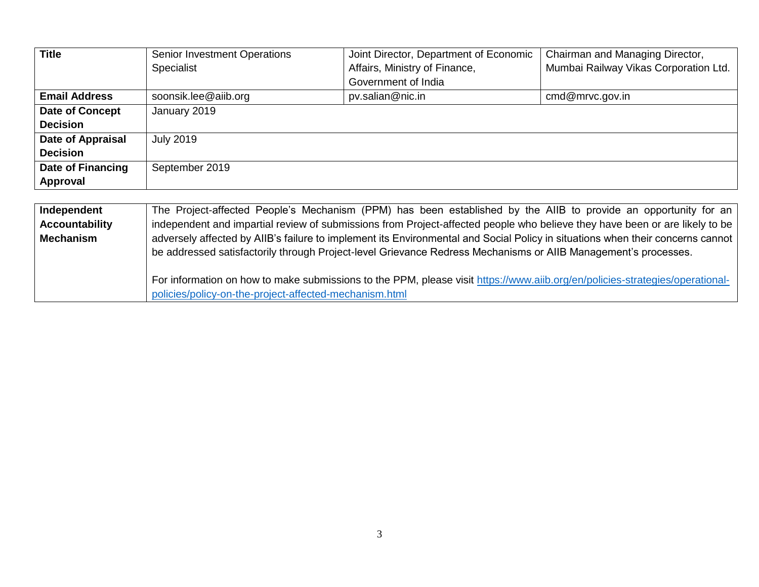| | | | |
|---|---|---|---|
| **Title** | Senior Investment Operations Specialist | Joint Director, Department of Economic Affairs, Ministry of Finance, Government of India | Chairman and Managing Director, Mumbai Railway Vikas Corporation Ltd. |
| **Email Address** | soonsik.lee@aiib.org | pv.salian@nic.in | cmd@mrvc.gov.in |
| **Date of Concept Decision** | January 2019 | | |
| **Date of Appraisal Decision** | July 2019 | | |
| **Date of Financing Approval** | September 2019 | | |

| | |
|---|---|
| **Independent Accountability Mechanism** | The Project-affected People's Mechanism (PPM) has been established by the AIIB to provide an opportunity for an independent and impartial review of submissions from Project-affected people who believe they have been or are likely to be adversely affected by AIIB's failure to implement its Environmental and Social Policy in situations when their concerns cannot be addressed satisfactorily through Project-level Grievance Redress Mechanisms or AIIB Management's processes.<br><br>For information on how to make submissions to the PPM, please visit https://www.aiib.org/en/policies-strategies/operational-policies/policy-on-the-project-affected-mechanism.html |